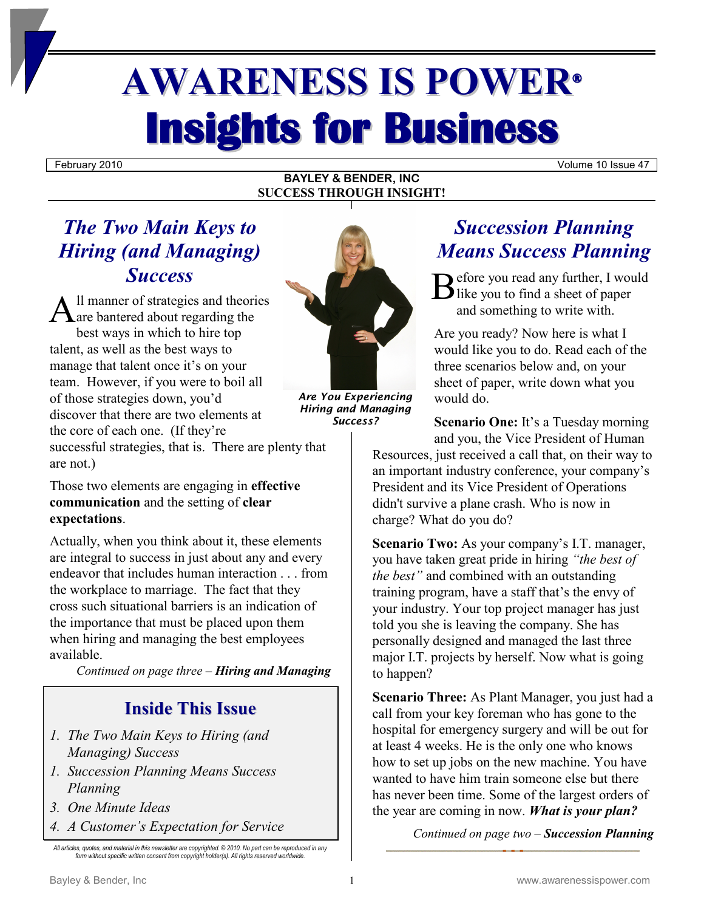# AWARENESS IS POWER®

# Insights for Business

February 2010 Volume 10 Issue 47

**BAYLEY & BENDER, INC**
**SUCCESS THROUGH INSIGHT!**

## *The Two Main Keys to Hiring (and Managing) Success*

All manner of strategies and theories are bantered about regarding the best ways in which to hire top talent, as well as the best ways to manage that talent once it's on your team. However, if you were to boil all of those strategies down, you'd discover that there are two elements at the core of each one. (If they're successful strategies, that is. There are plenty that are not.)

Those two elements are engaging in **effective communication** and the setting of **clear expectations**.

Actually, when you think about it, these elements are integral to success in just about any and every endeavor that includes human interaction . . . from the workplace to marriage. The fact that they cross such situational barriers is an indication of the importance that must be placed upon them when hiring and managing the best employees available.

*Continued on page three –* ***Hiring and Managing***

***Are You Experiencing Hiring and Managing Success?***

### Inside This Issue

1. *The Two Main Keys to Hiring (and Managing) Success*
1. *Succession Planning Means Success Planning*
3. *One Minute Ideas*
4. *A Customer's Expectation for Service*

*All articles, quotes, and material in this newsletter are copyrighted. © 2010. No part can be reproduced in any form without specific written consent from copyright holder(s). All rights reserved worldwide.*

## *Succession Planning Means Success Planning*

Before you read any further, I would like you to find a sheet of paper and something to write with.

Are you ready? Now here is what I would like you to do. Read each of the three scenarios below and, on your sheet of paper, write down what you would do.

**Scenario One:** It's a Tuesday morning and you, the Vice President of Human Resources, just received a call that, on their way to an important industry conference, your company's President and its Vice President of Operations didn't survive a plane crash. Who is now in charge? What do you do?

**Scenario Two:** As your company's I.T. manager, you have taken great pride in hiring *"the best of the best"* and combined with an outstanding training program, have a staff that's the envy of your industry. Your top project manager has just told you she is leaving the company. She has personally designed and managed the last three major I.T. projects by herself. Now what is going to happen?

**Scenario Three:** As Plant Manager, you just had a call from your key foreman who has gone to the hospital for emergency surgery and will be out for at least 4 weeks. He is the only one who knows how to set up jobs on the new machine. You have wanted to have him train someone else but there has never been time. Some of the largest orders of the year are coming in now. ***What is your plan?***

*Continued on page two –* ***Succession Planning***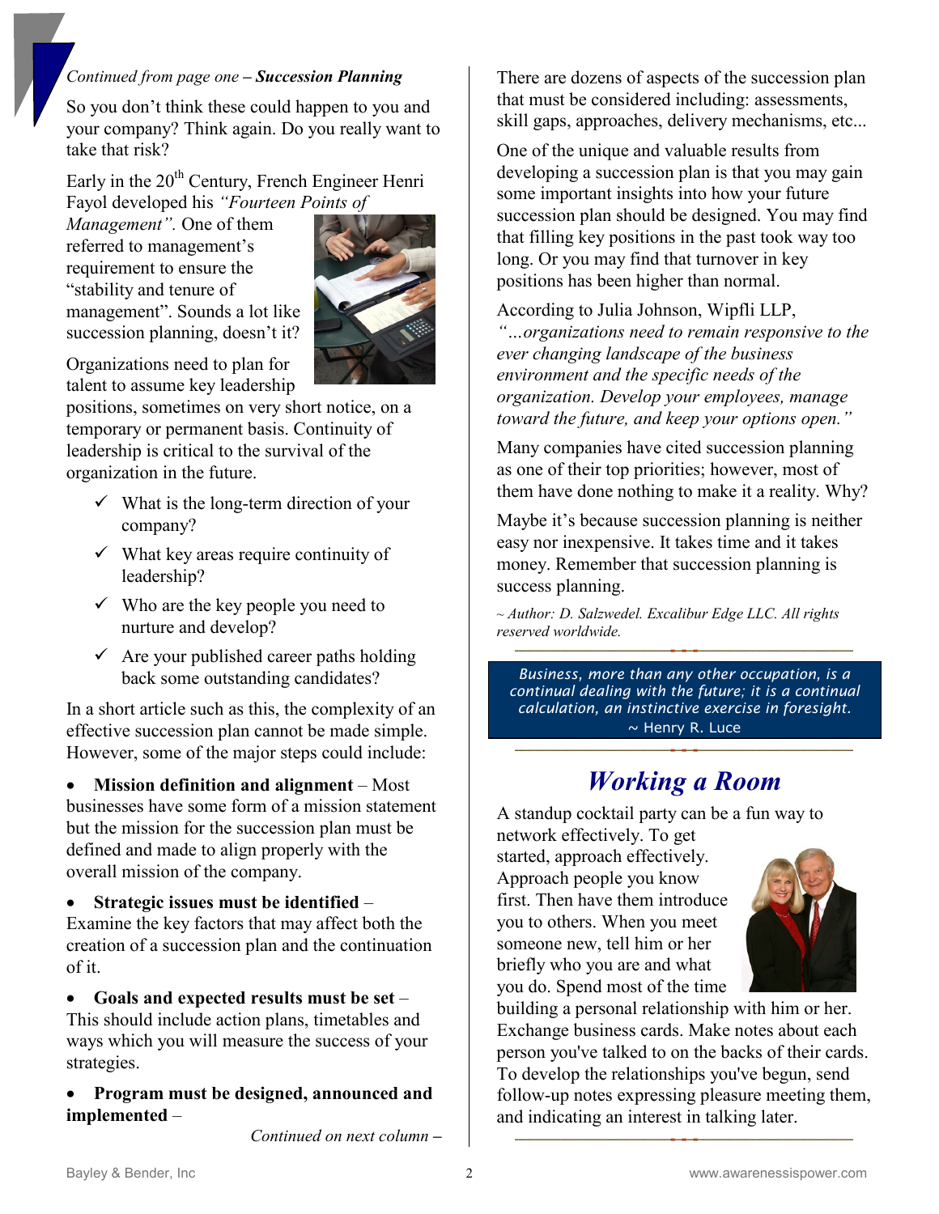*Continued from page one – **Succession Planning***

So you don't think these could happen to you and your company? Think again. Do you really want to take that risk?

Early in the 20th Century, French Engineer Henri Fayol developed his *"Fourteen Points of Management"*. One of them referred to management's requirement to ensure the "stability and tenure of management". Sounds a lot like succession planning, doesn't it?

Organizations need to plan for talent to assume key leadership positions, sometimes on very short notice, on a temporary or permanent basis. Continuity of leadership is critical to the survival of the organization in the future.

- ✓ What is the long-term direction of your company?
- ✓ What key areas require continuity of leadership?
- ✓ Who are the key people you need to nurture and develop?
- ✓ Are your published career paths holding back some outstanding candidates?

In a short article such as this, the complexity of an effective succession plan cannot be made simple. However, some of the major steps could include:

- **Mission definition and alignment** – Most businesses have some form of a mission statement but the mission for the succession plan must be defined and made to align properly with the overall mission of the company.
- **Strategic issues must be identified** – Examine the key factors that may affect both the creation of a succession plan and the continuation of it.
- **Goals and expected results must be set** – This should include action plans, timetables and ways which you will measure the success of your strategies.
- **Program must be designed, announced and implemented** –

*Continued on next column –*

There are dozens of aspects of the succession plan that must be considered including: assessments, skill gaps, approaches, delivery mechanisms, etc...

One of the unique and valuable results from developing a succession plan is that you may gain some important insights into how your future succession plan should be designed. You may find that filling key positions in the past took way too long. Or you may find that turnover in key positions has been higher than normal.

According to Julia Johnson, Wipfli LLP, *"...organizations need to remain responsive to the ever changing landscape of the business environment and the specific needs of the organization. Develop your employees, manage toward the future, and keep your options open."*

Many companies have cited succession planning as one of their top priorities; however, most of them have done nothing to make it a reality. Why?

Maybe it's because succession planning is neither easy nor inexpensive. It takes time and it takes money. Remember that succession planning is success planning.

*~ Author: D. Salzwedel. Excalibur Edge LLC. All rights reserved worldwide.*

---

*Business, more than any other occupation, is a continual dealing with the future; it is a continual calculation, an instinctive exercise in foresight.*
~ Henry R. Luce

---

## *Working a Room*

A standup cocktail party can be a fun way to network effectively. To get started, approach effectively. Approach people you know first. Then have them introduce you to others. When you meet someone new, tell him or her briefly who you are and what you do. Spend most of the time building a personal relationship with him or her. Exchange business cards. Make notes about each person you've talked to on the backs of their cards. To develop the relationships you've begun, send follow-up notes expressing pleasure meeting them, and indicating an interest in talking later.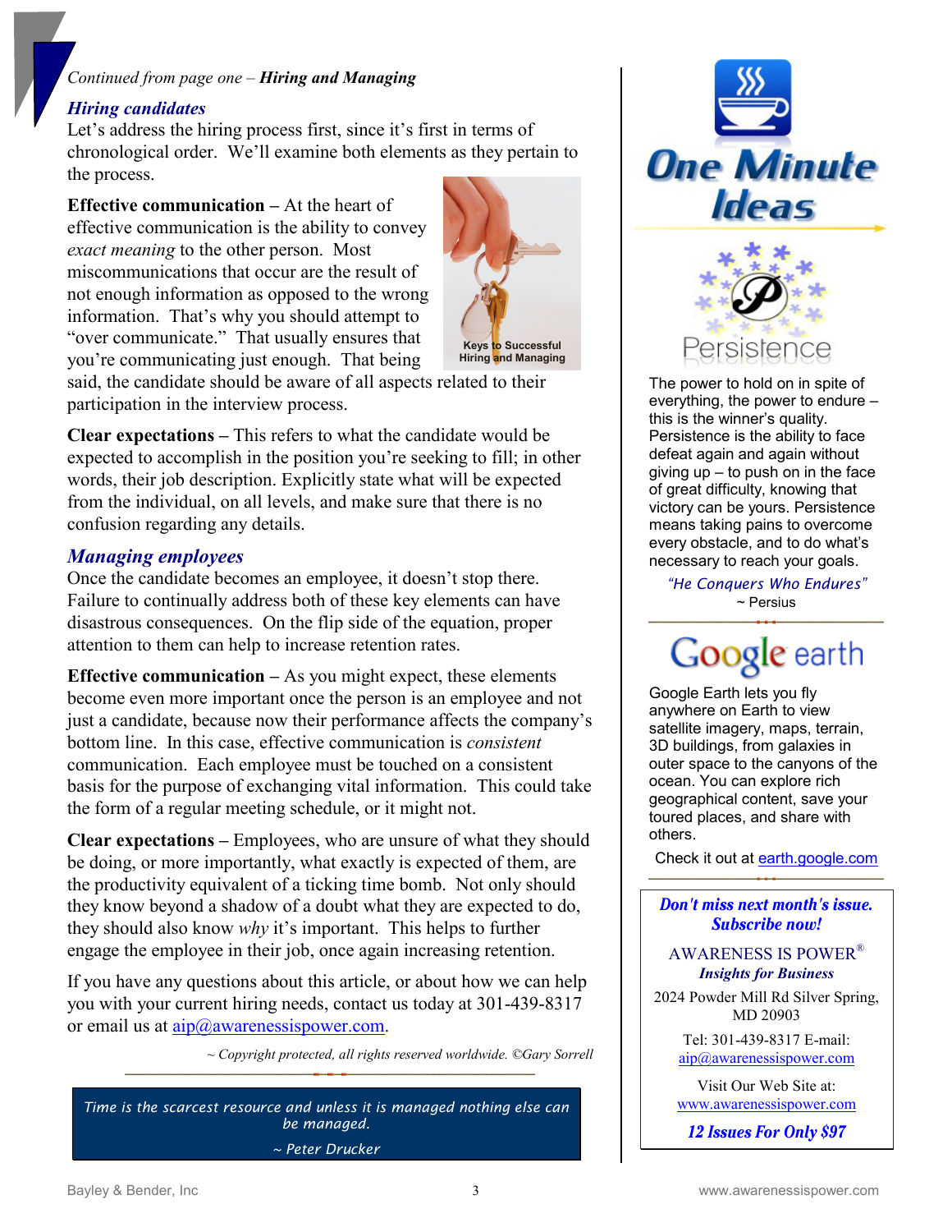*Continued from page one – **Hiring and Managing***

## *Hiring candidates*

Let's address the hiring process first, since it's first in terms of chronological order. We'll examine both elements as they pertain to the process.

Keys to Successful Hiring and Managing

**Effective communication –** At the heart of effective communication is the ability to convey *exact meaning* to the other person. Most miscommunications that occur are the result of not enough information as opposed to the wrong information. That's why you should attempt to "over communicate." That usually ensures that you're communicating just enough. That being said, the candidate should be aware of all aspects related to their participation in the interview process.

**Clear expectations –** This refers to what the candidate would be expected to accomplish in the position you're seeking to fill; in other words, their job description. Explicitly state what will be expected from the individual, on all levels, and make sure that there is no confusion regarding any details.

## *Managing employees*

Once the candidate becomes an employee, it doesn't stop there. Failure to continually address both of these key elements can have disastrous consequences. On the flip side of the equation, proper attention to them can help to increase retention rates.

**Effective communication –** As you might expect, these elements become even more important once the person is an employee and not just a candidate, because now their performance affects the company's bottom line. In this case, effective communication is *consistent* communication. Each employee must be touched on a consistent basis for the purpose of exchanging vital information. This could take the form of a regular meeting schedule, or it might not.

**Clear expectations –** Employees, who are unsure of what they should be doing, or more importantly, what exactly is expected of them, are the productivity equivalent of a ticking time bomb. Not only should they know beyond a shadow of a doubt what they are expected to do, they should also know *why* it's important. This helps to further engage the employee in their job, once again increasing retention.

If you have any questions about this article, or about how we can help you with your current hiring needs, contact us today at 301-439-8317 or email us at aip@awarenessispower.com.

*~ Copyright protected, all rights reserved worldwide. ©Gary Sorrell*

> *Time is the scarcest resource and unless it is managed nothing else can be managed.*
>
> *~ Peter Drucker*

# One Minute Ideas

## Persistence

The power to hold on in spite of everything, the power to endure – this is the winner's quality. Persistence is the ability to face defeat again and again without giving up – to push on in the face of great difficulty, knowing that victory can be yours. Persistence means taking pains to overcome every obstacle, and to do what's necessary to reach your goals.

*"He Conquers Who Endures"*
~ Persius

## Google earth

Google Earth lets you fly anywhere on Earth to view satellite imagery, maps, terrain, 3D buildings, from galaxies in outer space to the canyons of the ocean. You can explore rich geographical content, save your toured places, and share with others.

Check it out at earth.google.com

***Don't miss next month's issue. Subscribe now!***

AWARENESS IS POWER®
***Insights for Business***

2024 Powder Mill Rd Silver Spring, MD 20903

Tel: 301-439-8317 E-mail: aip@awarenessispower.com

Visit Our Web Site at: www.awarenessispower.com

***12 Issues For Only $97***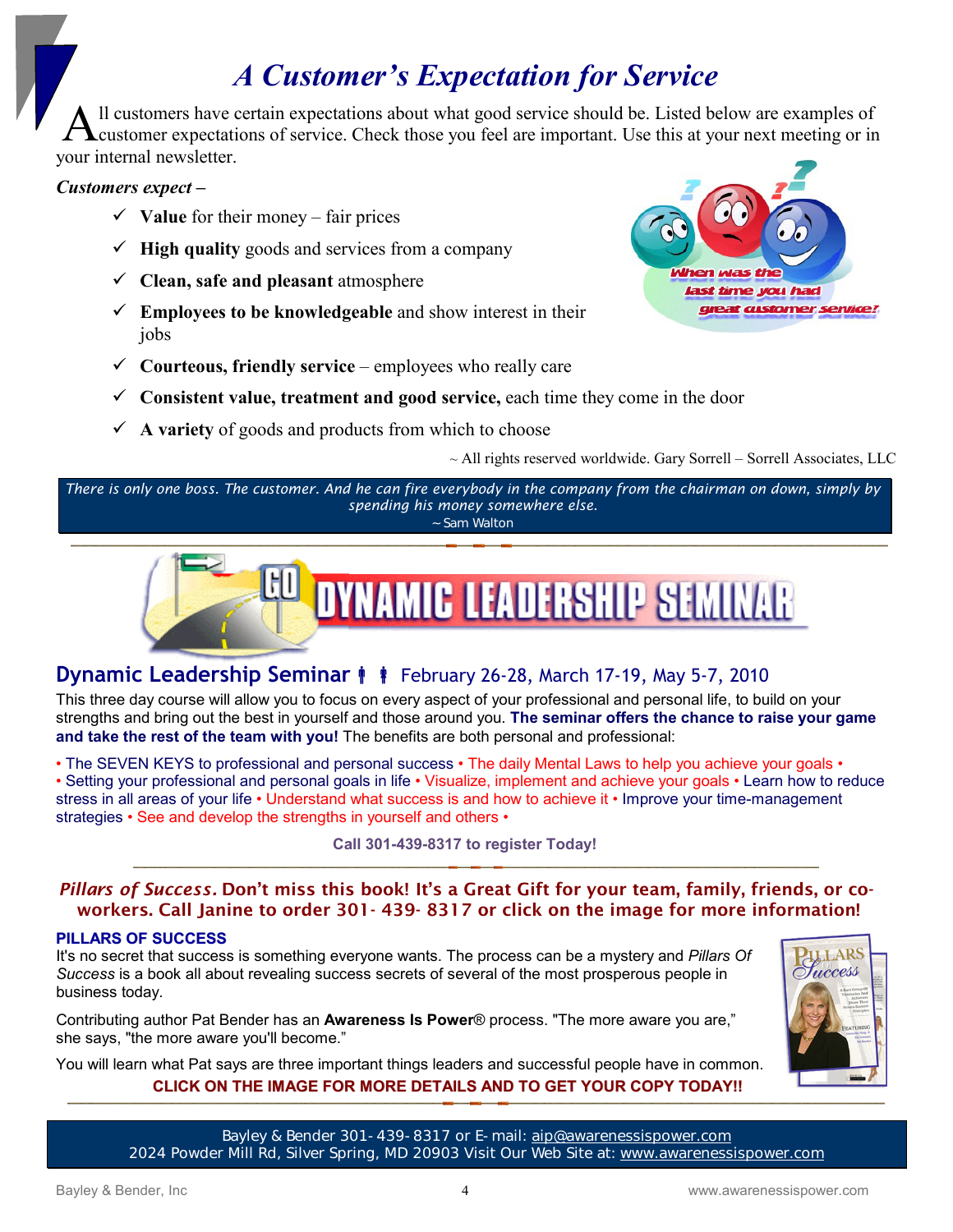# A Customer's Expectation for Service

All customers have certain expectations about what good service should be. Listed below are examples of customer expectations of service. Check those you feel are important. Use this at your next meeting or in your internal newsletter.

***Customers expect –***

- ✓ **Value** for their money – fair prices
- ✓ **High quality** goods and services from a company
- ✓ **Clean, safe and pleasant** atmosphere
- ✓ **Employees to be knowledgeable** and show interest in their jobs
- ✓ **Courteous, friendly service** – employees who really care
- ✓ **Consistent value, treatment and good service,** each time they come in the door
- ✓ **A variety** of goods and products from which to choose

~ All rights reserved worldwide. Gary Sorrell – Sorrell Associates, LLC

When was the last time you had great customer service?

*There is only one boss. The customer. And he can fire everybody in the company from the chairman on down, simply by spending his money somewhere else.*
~ Sam Walton

GO DYNAMIC LEADERSHIP SEMINAR

## Dynamic Leadership Seminar February 26-28, March 17-19, May 5-7, 2010

This three day course will allow you to focus on every aspect of your professional and personal life, to build on your strengths and bring out the best in yourself and those around you. **The seminar offers the chance to raise your game and take the rest of the team with you!** The benefits are both personal and professional:

• The SEVEN KEYS to professional and personal success • The daily Mental Laws to help you achieve your goals • • Setting your professional and personal goals in life • Visualize, implement and achieve your goals • Learn how to reduce stress in all areas of your life • Understand what success is and how to achieve it • Improve your time-management strategies • See and develop the strengths in yourself and others •

**Call 301-439-8317 to register Today!**

***Pillars of Success.*** **Don't miss this book! It's a Great Gift for your team, family, friends, or co-workers. Call Janine to order 301- 439- 8317 or click on the image for more information!**

### PILLARS OF SUCCESS

It's no secret that success is something everyone wants. The process can be a mystery and *Pillars Of Success* is a book all about revealing success secrets of several of the most prosperous people in business today.

Contributing author Pat Bender has an **Awareness Is Power**® process. "The more aware you are," she says, "the more aware you'll become."

You will learn what Pat says are three important things leaders and successful people have in common.

**CLICK ON THE IMAGE FOR MORE DETAILS AND TO GET YOUR COPY TODAY!!**

Bayley & Bender 301- 439- 8317 or E- mail: aip@awarenessispower.com
2024 Powder Mill Rd, Silver Spring, MD 20903 Visit Our Web Site at: www.awarenessispower.com